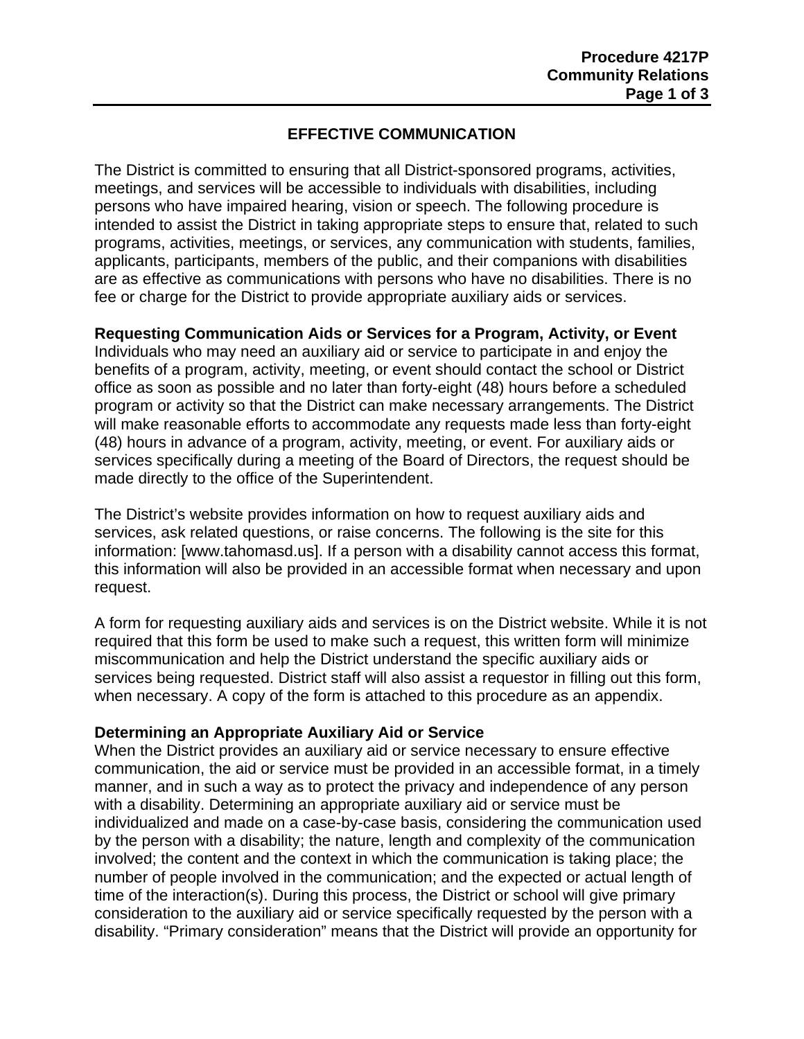# EFFECTIVE COMMUNICATION

The District is committed to ensuring that all District-sponsored programs, activities, meetings, and services will be accessible to individuals with disabilities, including persons who have impaired hearing, vision or speech. The following procedure is intended to assist the District in taking appropriate steps to ensure that, related to such programs, activities, meetings, or services, any communication with students, families, applicants, participants, members of the public, and their companions with disabilities are as effective as communications with persons who have no disabilities. There is no fee or charge for the District to provide appropriate auxiliary aids or services.

**Requesting Communication Aids or Services for a Program, Activity, or Event**
Individuals who may need an auxiliary aid or service to participate in and enjoy the benefits of a program, activity, meeting, or event should contact the school or District office as soon as possible and no later than forty-eight (48) hours before a scheduled program or activity so that the District can make necessary arrangements. The District will make reasonable efforts to accommodate any requests made less than forty-eight (48) hours in advance of a program, activity, meeting, or event. For auxiliary aids or services specifically during a meeting of the Board of Directors, the request should be made directly to the office of the Superintendent.

The District's website provides information on how to request auxiliary aids and services, ask related questions, or raise concerns. The following is the site for this information: [www.tahomasd.us]. If a person with a disability cannot access this format, this information will also be provided in an accessible format when necessary and upon request.

A form for requesting auxiliary aids and services is on the District website. While it is not required that this form be used to make such a request, this written form will minimize miscommunication and help the District understand the specific auxiliary aids or services being requested. District staff will also assist a requestor in filling out this form, when necessary. A copy of the form is attached to this procedure as an appendix.

**Determining an Appropriate Auxiliary Aid or Service**
When the District provides an auxiliary aid or service necessary to ensure effective communication, the aid or service must be provided in an accessible format, in a timely manner, and in such a way as to protect the privacy and independence of any person with a disability. Determining an appropriate auxiliary aid or service must be individualized and made on a case-by-case basis, considering the communication used by the person with a disability; the nature, length and complexity of the communication involved; the content and the context in which the communication is taking place; the number of people involved in the communication; and the expected or actual length of time of the interaction(s). During this process, the District or school will give primary consideration to the auxiliary aid or service specifically requested by the person with a disability. "Primary consideration" means that the District will provide an opportunity for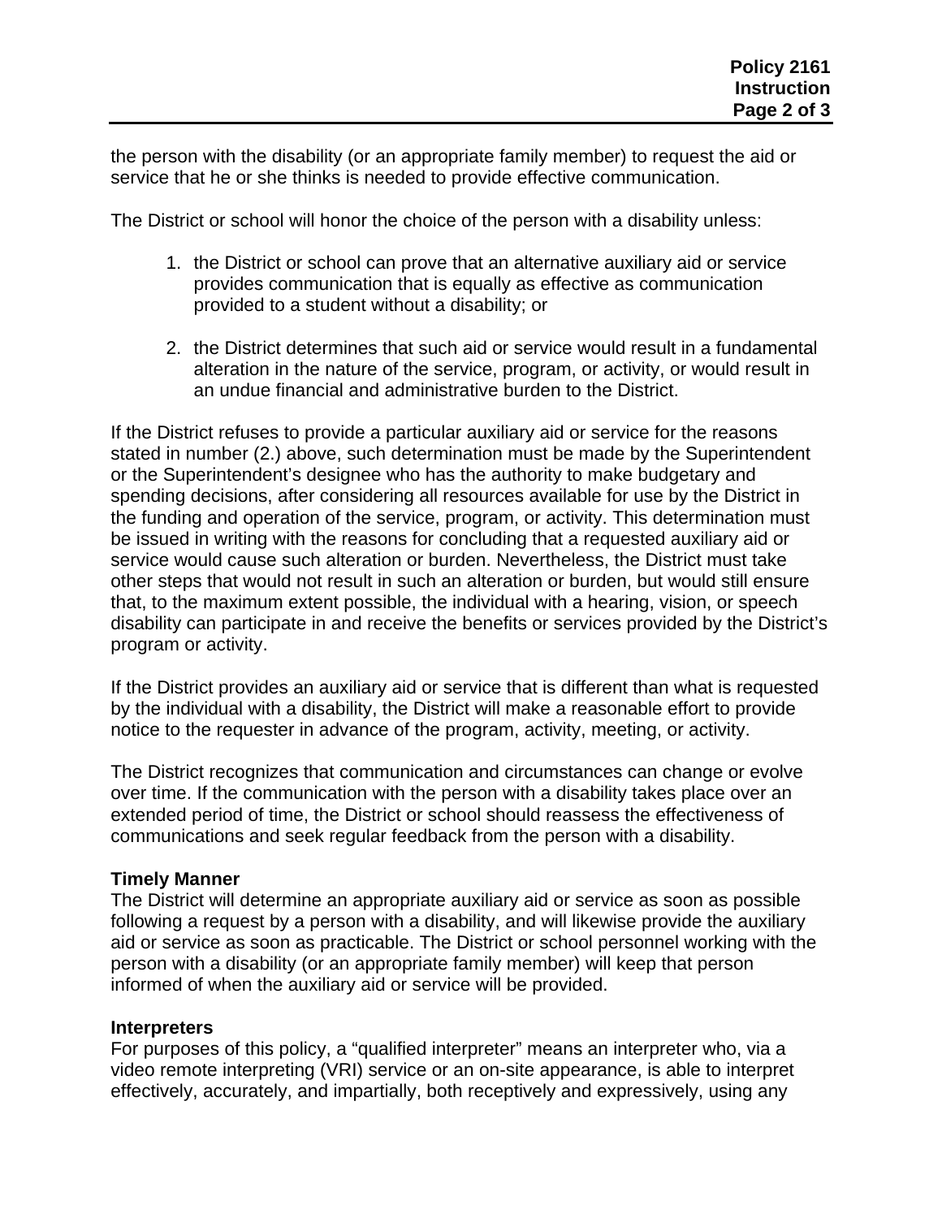the person with the disability (or an appropriate family member) to request the aid or service that he or she thinks is needed to provide effective communication.

The District or school will honor the choice of the person with a disability unless:

1. the District or school can prove that an alternative auxiliary aid or service provides communication that is equally as effective as communication provided to a student without a disability; or

2. the District determines that such aid or service would result in a fundamental alteration in the nature of the service, program, or activity, or would result in an undue financial and administrative burden to the District.

If the District refuses to provide a particular auxiliary aid or service for the reasons stated in number (2.) above, such determination must be made by the Superintendent or the Superintendent's designee who has the authority to make budgetary and spending decisions, after considering all resources available for use by the District in the funding and operation of the service, program, or activity. This determination must be issued in writing with the reasons for concluding that a requested auxiliary aid or service would cause such alteration or burden. Nevertheless, the District must take other steps that would not result in such an alteration or burden, but would still ensure that, to the maximum extent possible, the individual with a hearing, vision, or speech disability can participate in and receive the benefits or services provided by the District's program or activity.

If the District provides an auxiliary aid or service that is different than what is requested by the individual with a disability, the District will make a reasonable effort to provide notice to the requester in advance of the program, activity, meeting, or activity.

The District recognizes that communication and circumstances can change or evolve over time. If the communication with the person with a disability takes place over an extended period of time, the District or school should reassess the effectiveness of communications and seek regular feedback from the person with a disability.

**Timely Manner**

The District will determine an appropriate auxiliary aid or service as soon as possible following a request by a person with a disability, and will likewise provide the auxiliary aid or service as soon as practicable. The District or school personnel working with the person with a disability (or an appropriate family member) will keep that person informed of when the auxiliary aid or service will be provided.

**Interpreters**

For purposes of this policy, a "qualified interpreter" means an interpreter who, via a video remote interpreting (VRI) service or an on-site appearance, is able to interpret effectively, accurately, and impartially, both receptively and expressively, using any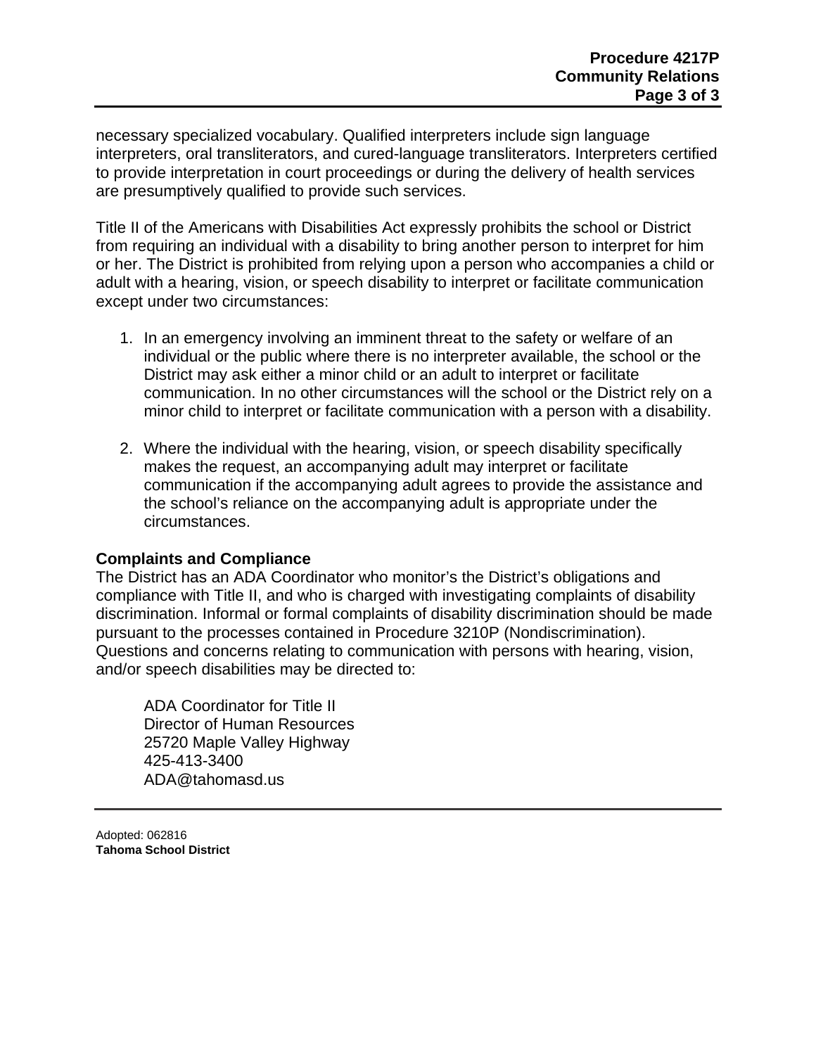necessary specialized vocabulary. Qualified interpreters include sign language interpreters, oral transliterators, and cured-language transliterators. Interpreters certified to provide interpretation in court proceedings or during the delivery of health services are presumptively qualified to provide such services.

Title II of the Americans with Disabilities Act expressly prohibits the school or District from requiring an individual with a disability to bring another person to interpret for him or her. The District is prohibited from relying upon a person who accompanies a child or adult with a hearing, vision, or speech disability to interpret or facilitate communication except under two circumstances:

1. In an emergency involving an imminent threat to the safety or welfare of an individual or the public where there is no interpreter available, the school or the District may ask either a minor child or an adult to interpret or facilitate communication. In no other circumstances will the school or the District rely on a minor child to interpret or facilitate communication with a person with a disability.

2. Where the individual with the hearing, vision, or speech disability specifically makes the request, an accompanying adult may interpret or facilitate communication if the accompanying adult agrees to provide the assistance and the school's reliance on the accompanying adult is appropriate under the circumstances.

**Complaints and Compliance**

The District has an ADA Coordinator who monitor's the District's obligations and compliance with Title II, and who is charged with investigating complaints of disability discrimination. Informal or formal complaints of disability discrimination should be made pursuant to the processes contained in Procedure 3210P (Nondiscrimination). Questions and concerns relating to communication with persons with hearing, vision, and/or speech disabilities may be directed to:

ADA Coordinator for Title II
Director of Human Resources
25720 Maple Valley Highway
425-413-3400
ADA@tahomasd.us

Adopted: 062816
**Tahoma School District**